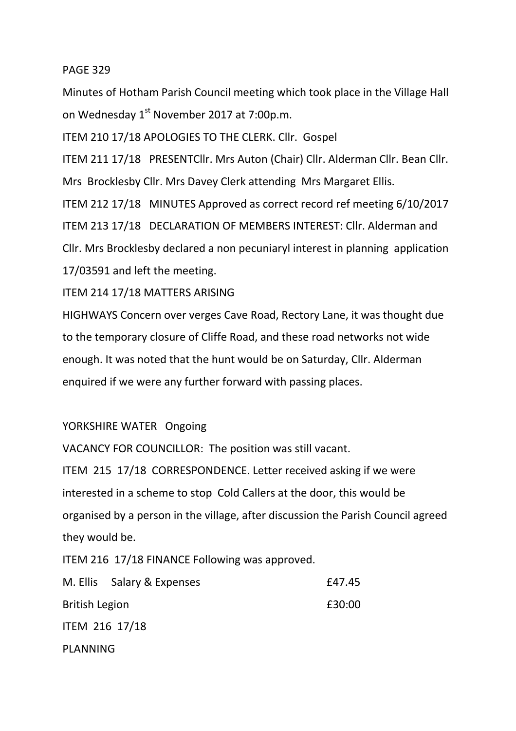PAGE 329

Minutes of Hotham Parish Council meeting which took place in the Village Hall on Wednesday 1st November 2017 at 7:00p.m.

ITEM 210 17/18 APOLOGIES TO THE CLERK. Cllr. Gospel

ITEM 211 17/18 PRESENTCllr. Mrs Auton (Chair) Cllr. Alderman Cllr. Bean Cllr. Mrs Brocklesby Cllr. Mrs Davey Clerk attending Mrs Margaret Ellis.

ITEM 212 17/18 MINUTES Approved as correct record ref meeting 6/10/2017

ITEM 213 17/18 DECLARATION OF MEMBERS INTEREST: Cllr. Alderman and Cllr. Mrs Brocklesby declared a non pecuniaryl interest in planning application 17/03591 and left the meeting.

ITEM 214 17/18 MATTERS ARISING

HIGHWAYS Concern over verges Cave Road, Rectory Lane, it was thought due to the temporary closure of Cliffe Road, and these road networks not wide enough. It was noted that the hunt would be on Saturday, Cllr. Alderman enquired if we were any further forward with passing places.

YORKSHIRE WATER Ongoing

VACANCY FOR COUNCILLOR: The position was still vacant.

ITEM 215 17/18 CORRESPONDENCE. Letter received asking if we were interested in a scheme to stop Cold Callers at the door, this would be organised by a person in the village, after discussion the Parish Council agreed they would be.

ITEM 216 17/18 FINANCE Following was approved.

| | |
|---|---|
| M. Ellis Salary & Expenses | £47.45 |
| British Legion | £30:00 |

ITEM 216 17/18

PLANNING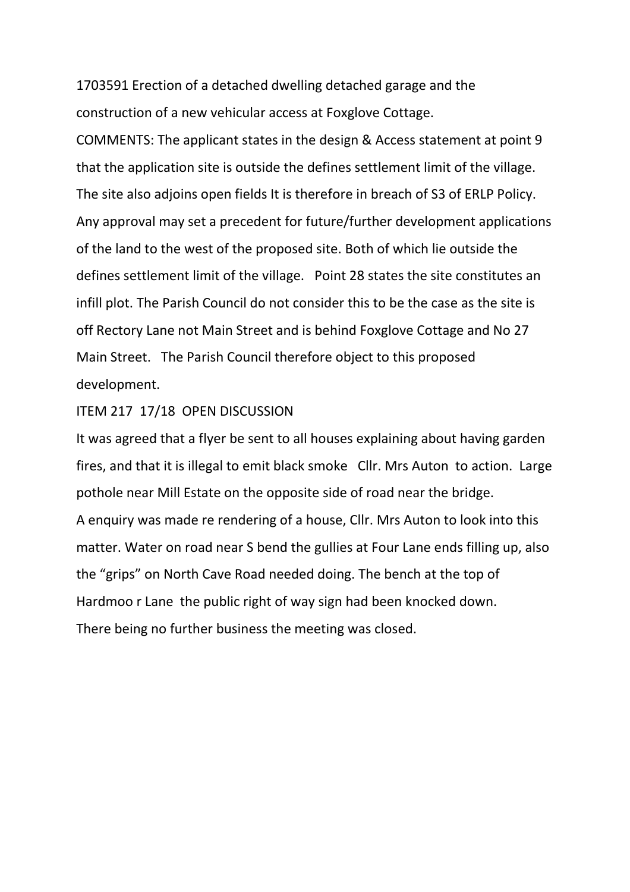1703591 Erection of a detached dwelling detached garage and the construction of a new vehicular access at Foxglove Cottage.

COMMENTS: The applicant states in the design & Access statement at point 9 that the application site is outside the defines settlement limit of the village. The site also adjoins open fields It is therefore in breach of S3 of ERLP Policy. Any approval may set a precedent for future/further development applications of the land to the west of the proposed site. Both of which lie outside the defines settlement limit of the village. Point 28 states the site constitutes an infill plot. The Parish Council do not consider this to be the case as the site is off Rectory Lane not Main Street and is behind Foxglove Cottage and No 27 Main Street. The Parish Council therefore object to this proposed development.

ITEM 217 17/18 OPEN DISCUSSION

It was agreed that a flyer be sent to all houses explaining about having garden fires, and that it is illegal to emit black smoke Cllr. Mrs Auton to action. Large pothole near Mill Estate on the opposite side of road near the bridge.

A enquiry was made re rendering of a house, Cllr. Mrs Auton to look into this matter. Water on road near S bend the gullies at Four Lane ends filling up, also the "grips" on North Cave Road needed doing. The bench at the top of Hardmoo r Lane the public right of way sign had been knocked down.

There being no further business the meeting was closed.